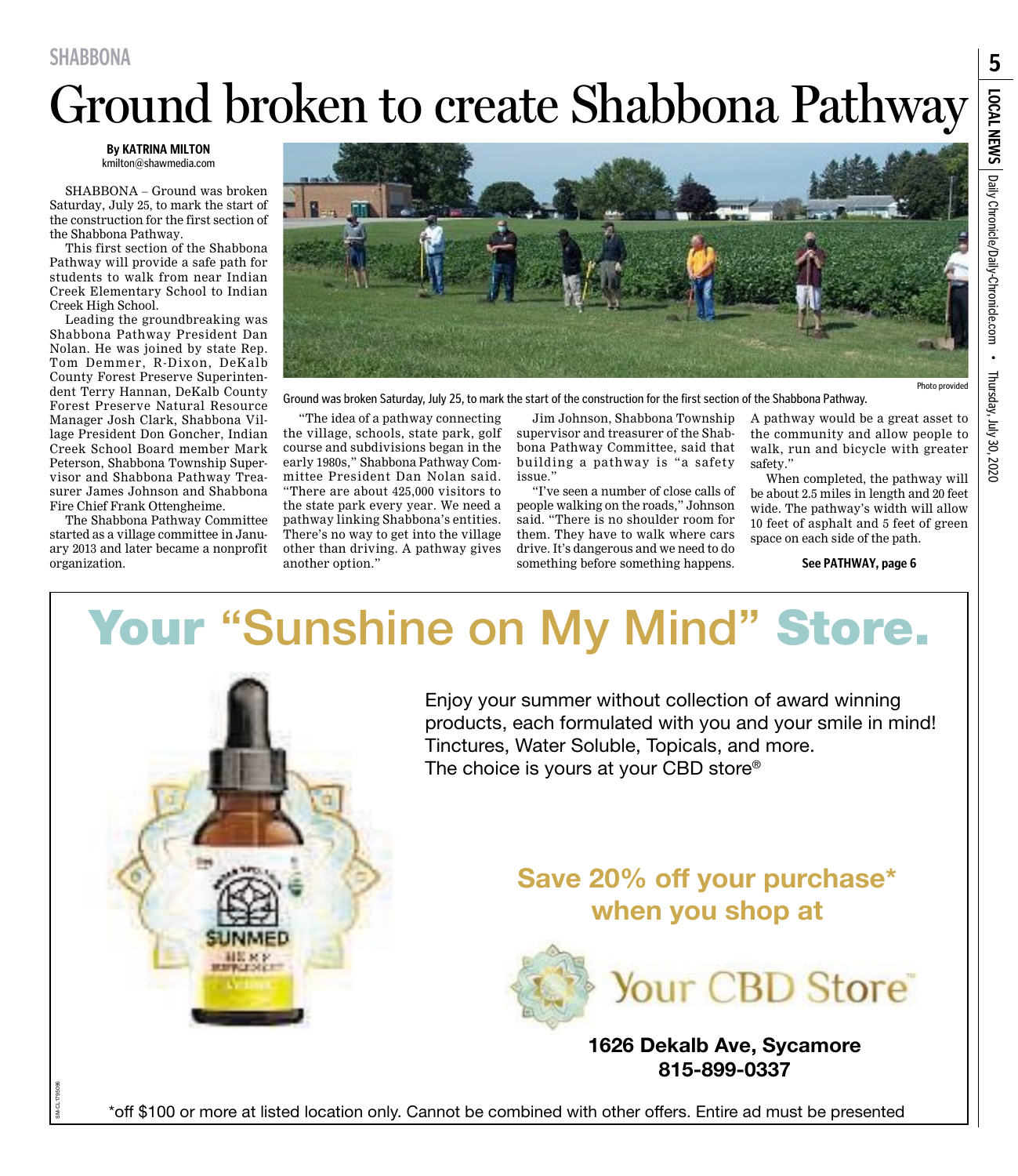SHABBONA

# Ground broken to create Shabbona Pathway

**By KATRINA MILTON**
kmilton@shawmedia.com

SHABBONA – Ground was broken Saturday, July 25, to mark the start of the construction for the first section of the Shabbona Pathway.

This first section of the Shabbona Pathway will provide a safe path for students to walk from near Indian Creek Elementary School to Indian Creek High School.

Leading the groundbreaking was Shabbona Pathway President Dan Nolan. He was joined by state Rep. Tom Demmer, R-Dixon, DeKalb County Forest Preserve Superintendent Terry Hannan, DeKalb County Forest Preserve Natural Resource Manager Josh Clark, Shabbona Village President Don Goncher, Indian Creek School Board member Mark Peterson, Shabbona Township Supervisor and Shabbona Pathway Treasurer James Johnson and Shabbona Fire Chief Frank Ottengheime.

The Shabbona Pathway Committee started as a village committee in January 2013 and later became a nonprofit organization.

Photo provided

Ground was broken Saturday, July 25, to mark the start of the construction for the first section of the Shabbona Pathway.

"The idea of a pathway connecting the village, schools, state park, golf course and subdivisions began in the early 1980s," Shabbona Pathway Committee President Dan Nolan said. "There are about 425,000 visitors to the state park every year. We need a pathway linking Shabbona's entities. There's no way to get into the village other than driving. A pathway gives another option."

Jim Johnson, Shabbona Township supervisor and treasurer of the Shabbona Pathway Committee, said that building a pathway is "a safety issue."

"I've seen a number of close calls of people walking on the roads," Johnson said. "There is no shoulder room for them. They have to walk where cars drive. It's dangerous and we need to do something before something happens. A pathway would be a great asset to the community and allow people to walk, run and bicycle with greater safety."

When completed, the pathway will be about 2.5 miles in length and 20 feet wide. The pathway's width will allow 10 feet of asphalt and 5 feet of green space on each side of the path.

**See PATHWAY, page 6**

---

# Your "Sunshine on My Mind" Store.

Enjoy your summer without collection of award winning products, each formulated with you and your smile in mind! Tinctures, Water Soluble, Topicals, and more. The choice is yours at your CBD store®

**Save 20% off your purchase* when you shop at**

Your CBD Store™

**1626 Dekalb Ave, Sycamore**
**815-899-0337**

*off $100 or more at listed location only. Cannot be combined with other offers. Entire ad must be presented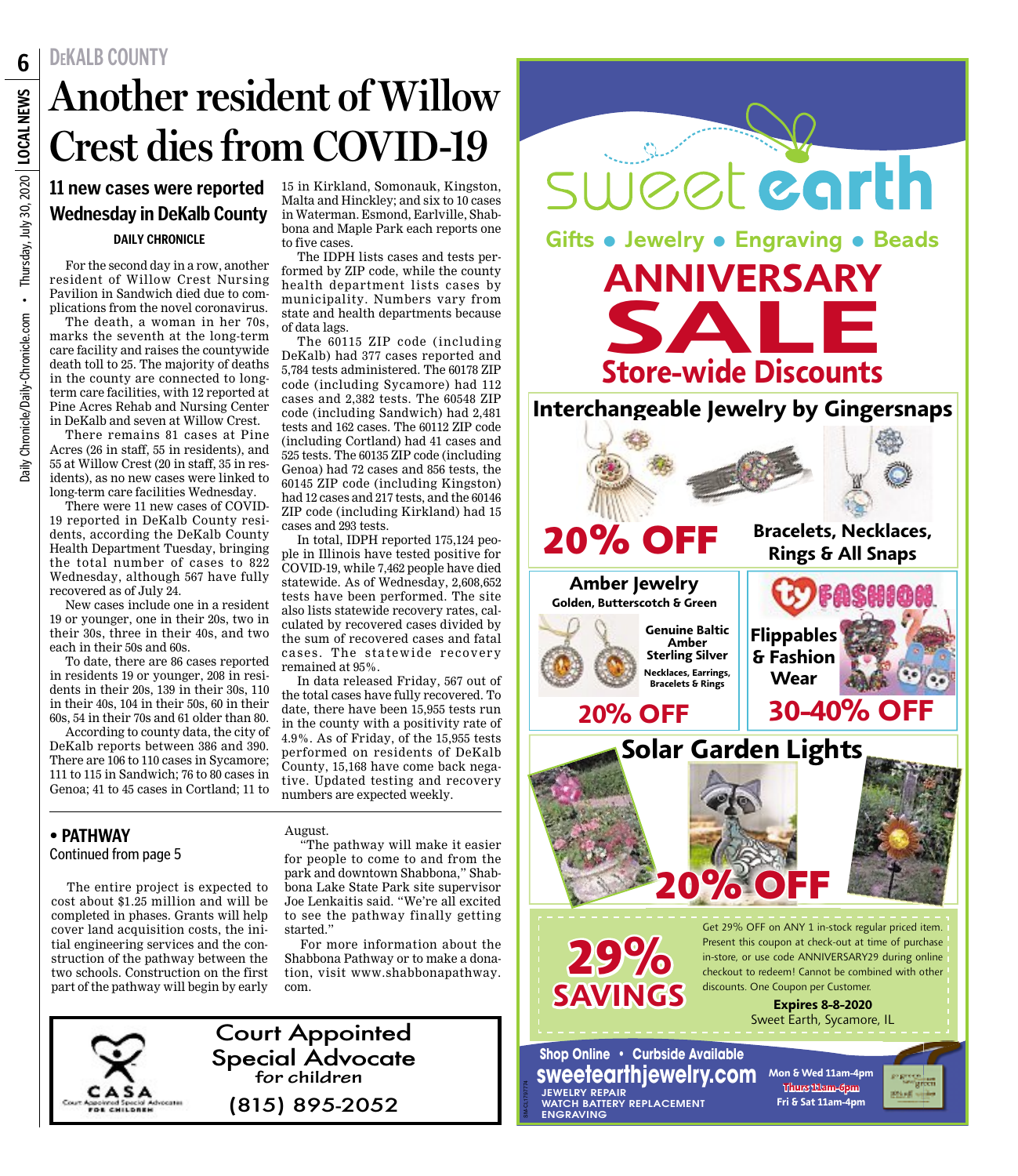DEKALB COUNTY

# Another resident of Willow Crest dies from COVID-19

## 11 new cases were reported Wednesday in DeKalb County

**DAILY CHRONICLE**

For the second day in a row, another resident of Willow Crest Nursing Pavilion in Sandwich died due to complications from the novel coronavirus.

The death, a woman in her 70s, marks the seventh at the long-term care facility and raises the countywide death toll to 25. The majority of deaths in the county are connected to long-term care facilities, with 12 reported at Pine Acres Rehab and Nursing Center in DeKalb and seven at Willow Crest.

There remains 81 cases at Pine Acres (26 in staff, 55 in residents), and 55 at Willow Crest (20 in staff, 35 in residents), as no new cases were linked to long-term care facilities Wednesday.

There were 11 new cases of COVID-19 reported in DeKalb County residents, according the DeKalb County Health Department Tuesday, bringing the total number of cases to 822 Wednesday, although 567 have fully recovered as of July 24.

New cases include one in a resident 19 or younger, one in their 20s, two in their 30s, three in their 40s, and two each in their 50s and 60s.

To date, there are 86 cases reported in residents 19 or younger, 208 in residents in their 20s, 139 in their 30s, 110 in their 40s, 104 in their 50s, 60 in their 60s, 54 in their 70s and 61 older than 80.

According to county data, the city of DeKalb reports between 386 and 390. There are 106 to 110 cases in Sycamore; 111 to 115 in Sandwich; 76 to 80 cases in Genoa; 41 to 45 cases in Cortland; 11 to 15 in Kirkland, Somonauk, Kingston, Malta and Hinckley; and six to 10 cases in Waterman. Esmond, Earlville, Shabbona and Maple Park each reports one to five cases.

The IDPH lists cases and tests performed by ZIP code, while the county health department lists cases by municipality. Numbers vary from state and health departments because of data lags.

The 60115 ZIP code (including DeKalb) had 377 cases reported and 5,784 tests administered. The 60178 ZIP code (including Sycamore) had 112 cases and 2,382 tests. The 60548 ZIP code (including Sandwich) had 2,481 tests and 162 cases. The 60112 ZIP code (including Cortland) had 41 cases and 525 tests. The 60135 ZIP code (including Genoa) had 72 cases and 856 tests, the 60145 ZIP code (including Kingston) had 12 cases and 217 tests, and the 60146 ZIP code (including Kirkland) had 15 cases and 293 tests.

In total, IDPH reported 175,124 people in Illinois have tested positive for COVID-19, while 7,462 people have died statewide. As of Wednesday, 2,608,652 tests have been performed. The site also lists statewide recovery rates, calculated by recovered cases divided by the sum of recovered cases and fatal cases. The statewide recovery remained at 95%.

In data released Friday, 567 out of the total cases have fully recovered. To date, there have been 15,955 tests run in the county with a positivity rate of 4.9%. As of Friday, of the 15,955 tests performed on residents of DeKalb County, 15,168 have come back negative. Updated testing and recovery numbers are expected weekly.

## • PATHWAY

Continued from page 5

The entire project is expected to cost about $1.25 million and will be completed in phases. Grants will help cover land acquisition costs, the initial engineering services and the construction of the pathway between the two schools. Construction on the first part of the pathway will begin by early August.

"The pathway will make it easier for people to come to and from the park and downtown Shabbona," Shabbona Lake State Park site supervisor Joe Lenkaitis said. "We're all excited to see the pathway finally getting started."

For more information about the Shabbona Pathway or to make a donation, visit www.shabbonapathway.com.

---

CASA Court Appointed Special Advocates FOR CHILDREN

Court Appointed Special Advocate for children

(815) 895-2052

---

sweet earth

Gifts • Jewelry • Engraving • Beads

ANNIVERSARY SALE

Store-wide Discounts

Interchangeable Jewelry by Gingersnaps

20% OFF Bracelets, Necklaces, Rings & All Snaps

Amber Jewelry

Golden, Butterscotch & Green

Genuine Baltic Amber Sterling Silver

Necklaces, Earrings, Bracelets & Rings

20% OFF

ty FASHION

Flippables & Fashion Wear

30-40% OFF

Solar Garden Lights

20% OFF

29% SAVINGS

Get 29% OFF on ANY 1 in-stock regular priced item. Present this coupon at check-out at time of purchase in-store, or use code ANNIVERSARY29 during online checkout to redeem! Cannot be combined with other discounts. One Coupon per Customer.

**Expires 8-8-2020**

Sweet Earth, Sycamore, IL

Shop Online • Curbside Available

sweetearthjewelry.com

JEWELRY REPAIR
WATCH BATTERY REPLACEMENT
ENGRAVING

Mon & Wed 11am-4pm
Thurs 11am-6pm
Fri & Sat 11am-4pm